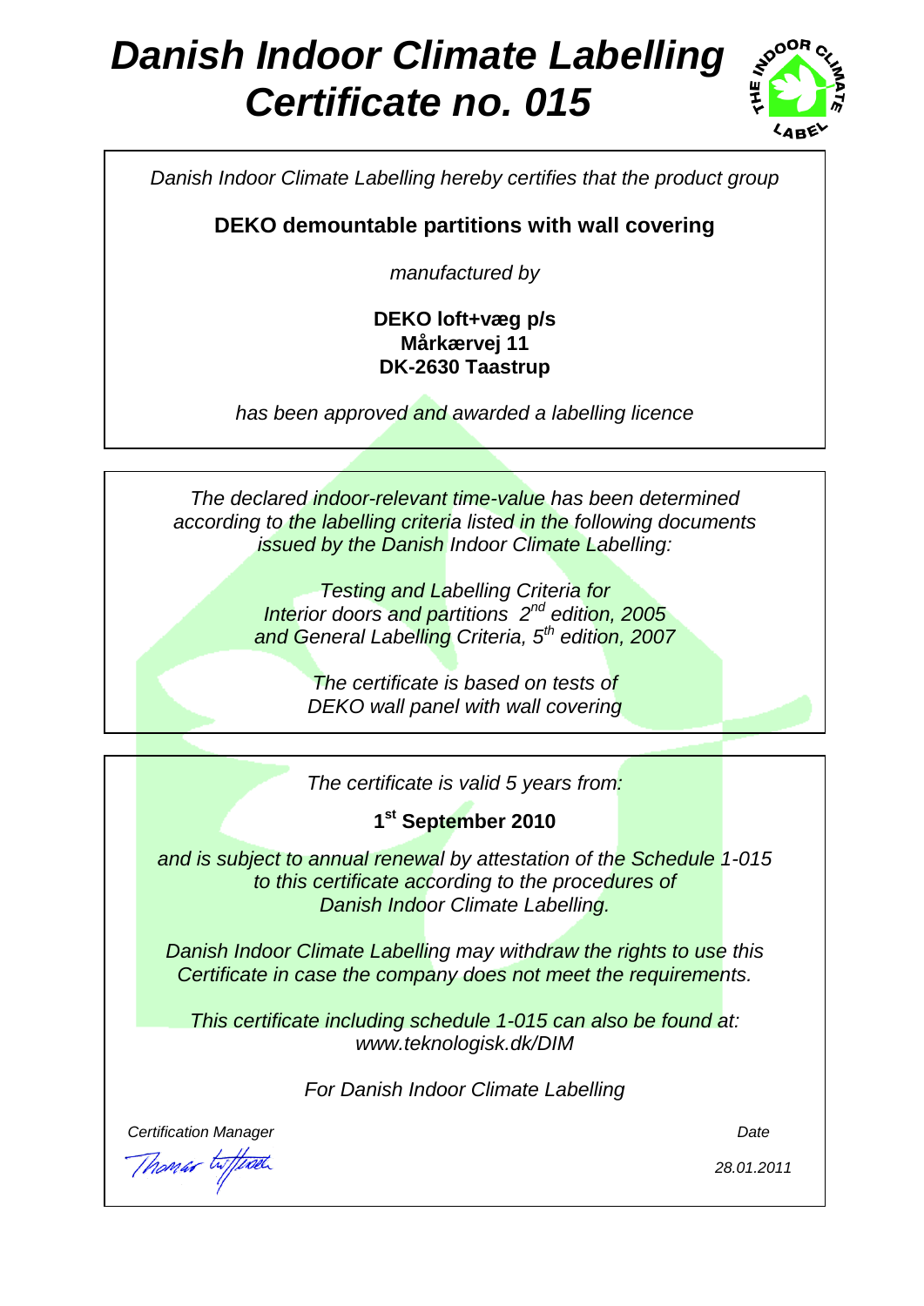# *Danish Indoor Climate Labelling*
# *Certificate no. 015*

*Danish Indoor Climate Labelling hereby certifies that the product group*

**DEKO demountable partitions with wall covering**

*manufactured by*

**DEKO loft+væg p/s**
**Mårkærvej 11**
**DK-2630 Taastrup**

*has been approved and awarded a labelling licence*

*The declared indoor-relevant time-value has been determined according to the labelling criteria listed in the following documents issued by the Danish Indoor Climate Labelling:*

*Testing and Labelling Criteria for*
*Interior doors and partitions 2nd edition, 2005*
*and General Labelling Criteria, 5th edition, 2007*

*The certificate is based on tests of*
*DEKO wall panel with wall covering*

*The certificate is valid 5 years from:*

**1st September 2010**

*and is subject to annual renewal by attestation of the Schedule 1-015 to this certificate according to the procedures of Danish Indoor Climate Labelling.*

*Danish Indoor Climate Labelling may withdraw the rights to use this Certificate in case the company does not meet the requirements.*

*This certificate including schedule 1-015 can also be found at:*
*www.teknologisk.dk/DIM*

*For Danish Indoor Climate Labelling*

| *Certification Manager* | *Date* |
| --- | --- |
| Thomas Witterseh | *28.01.2011* |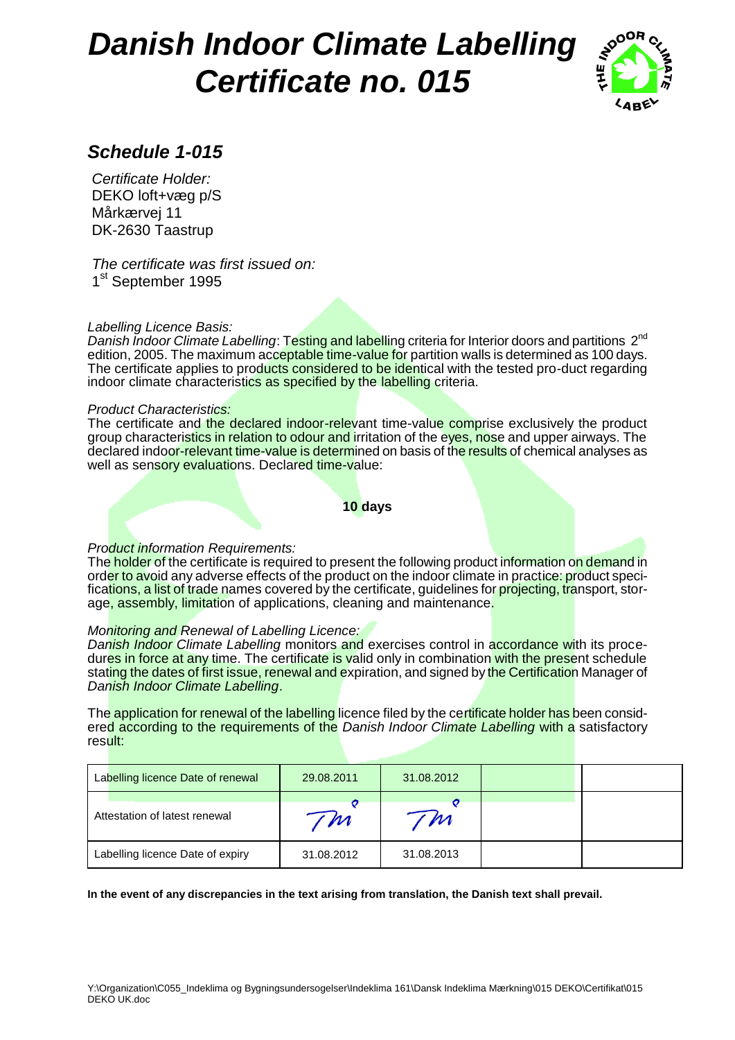# Danish Indoor Climate Labelling Certificate no. 015

## Schedule 1-015

*Certificate Holder:*
DEKO loft+væg p/S
Mårkærvej 11
DK-2630 Taastrup

*The certificate was first issued on:*
1st September 1995

*Labelling Licence Basis:*
*Danish Indoor Climate Labelling*: Testing and labelling criteria for Interior doors and partitions 2nd edition, 2005. The maximum acceptable time-value for partition walls is determined as 100 days. The certificate applies to products considered to be identical with the tested pro-duct regarding indoor climate characteristics as specified by the labelling criteria.

*Product Characteristics:*
The certificate and the declared indoor-relevant time-value comprise exclusively the product group characteristics in relation to odour and irritation of the eyes, nose and upper airways. The declared indoor-relevant time-value is determined on basis of the results of chemical analyses as well as sensory evaluations. Declared time-value:

**10 days**

*Product information Requirements:*
The holder of the certificate is required to present the following product information on demand in order to avoid any adverse effects of the product on the indoor climate in practice: product specifications, a list of trade names covered by the certificate, guidelines for projecting, transport, storage, assembly, limitation of applications, cleaning and maintenance.

*Monitoring and Renewal of Labelling Licence:*
*Danish Indoor Climate Labelling* monitors and exercises control in accordance with its procedures in force at any time. The certificate is valid only in combination with the present schedule stating the dates of first issue, renewal and expiration, and signed by the Certification Manager of *Danish Indoor Climate Labelling*.

The application for renewal of the labelling licence filed by the certificate holder has been considered according to the requirements of the *Danish Indoor Climate Labelling* with a satisfactory result:

| | | | | |
|---|---|---|---|---|
| Labelling licence Date of renewal | 29.08.2011 | 31.08.2012 | | |
| Attestation of latest renewal | TM | TM | | |
| Labelling licence Date of expiry | 31.08.2012 | 31.08.2013 | | |

**In the event of any discrepancies in the text arising from translation, the Danish text shall prevail.**

Y:\Organization\C055_Indeklima og Bygningsundersogelser\Indeklima 161\Dansk Indeklima Mærkning\015 DEKO\Certifikat\015 DEKO UK.doc